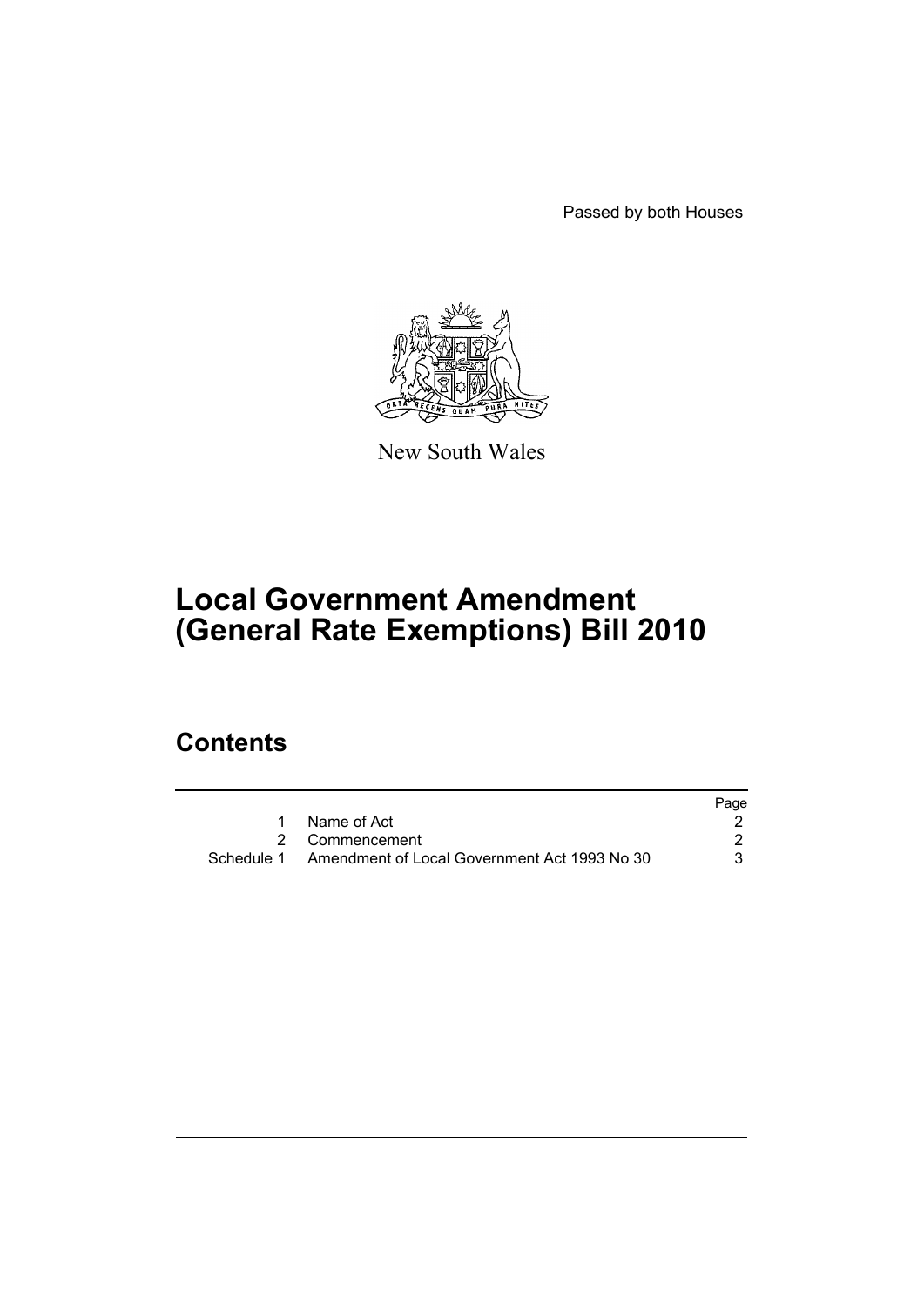Passed by both Houses

New South Wales

# Local Government Amendment (General Rate Exemptions) Bill 2010

## Contents

| | | Page |
|---|---|---|
| 1 | Name of Act | 2 |
| 2 | Commencement | 2 |
| Schedule 1 | Amendment of Local Government Act 1993 No 30 | 3 |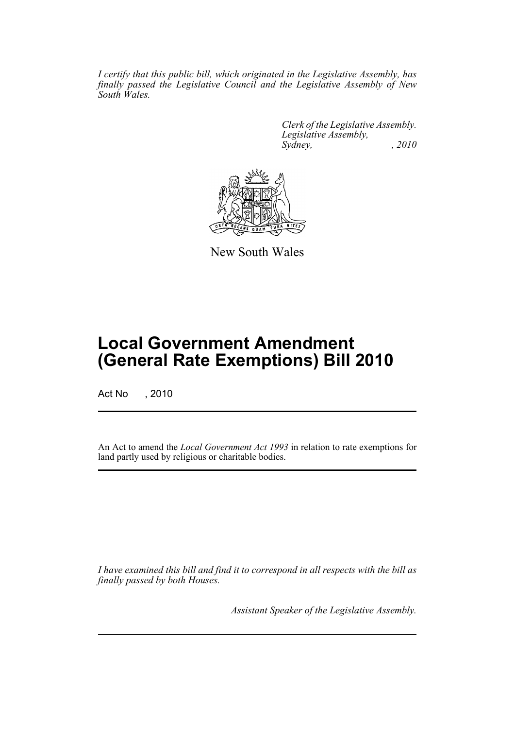*I certify that this public bill, which originated in the Legislative Assembly, has finally passed the Legislative Council and the Legislative Assembly of New South Wales.*

*Clerk of the Legislative Assembly.*
*Legislative Assembly,*
*Sydney, , 2010*

New South Wales

# Local Government Amendment (General Rate Exemptions) Bill 2010

Act No , 2010

An Act to amend the *Local Government Act 1993* in relation to rate exemptions for land partly used by religious or charitable bodies.

*I have examined this bill and find it to correspond in all respects with the bill as finally passed by both Houses.*

*Assistant Speaker of the Legislative Assembly.*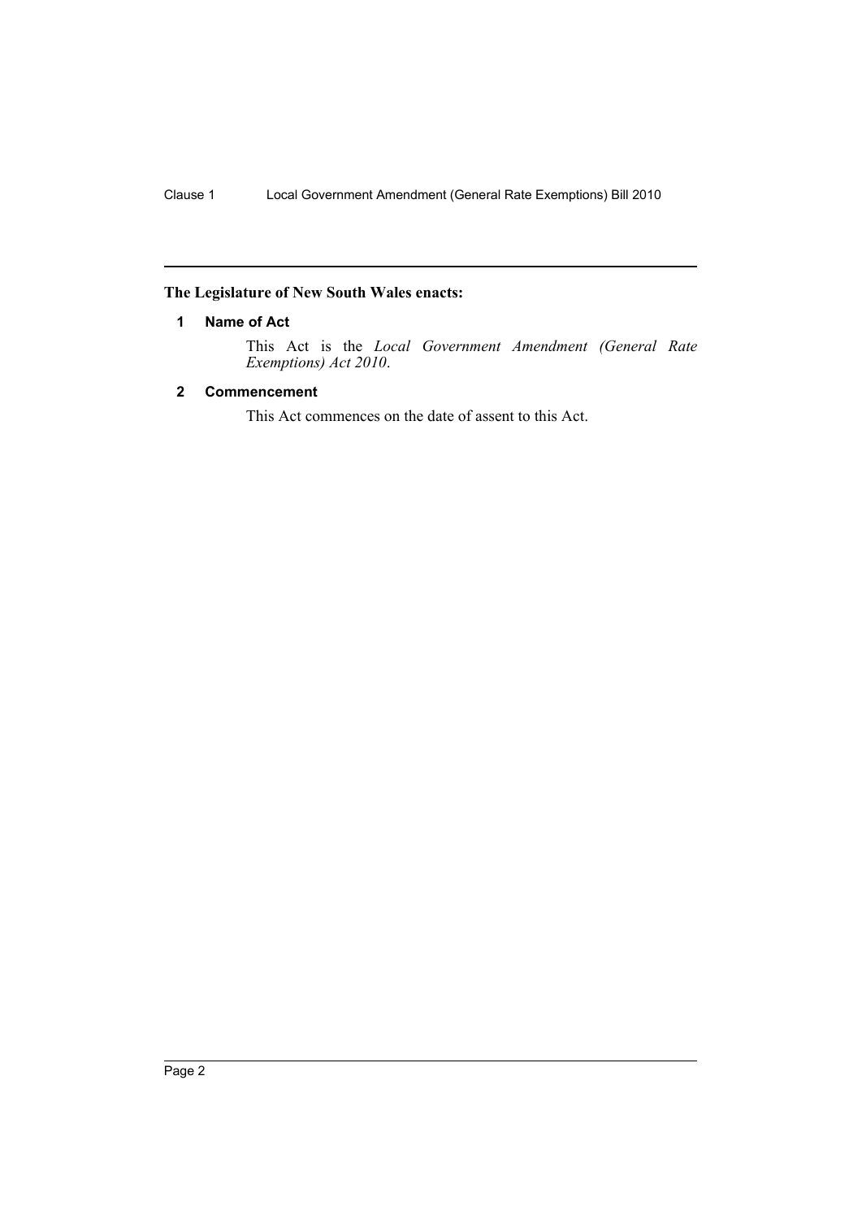**The Legislature of New South Wales enacts:**

### 1 Name of Act

This Act is the *Local Government Amendment (General Rate Exemptions) Act 2010*.

### 2 Commencement

This Act commences on the date of assent to this Act.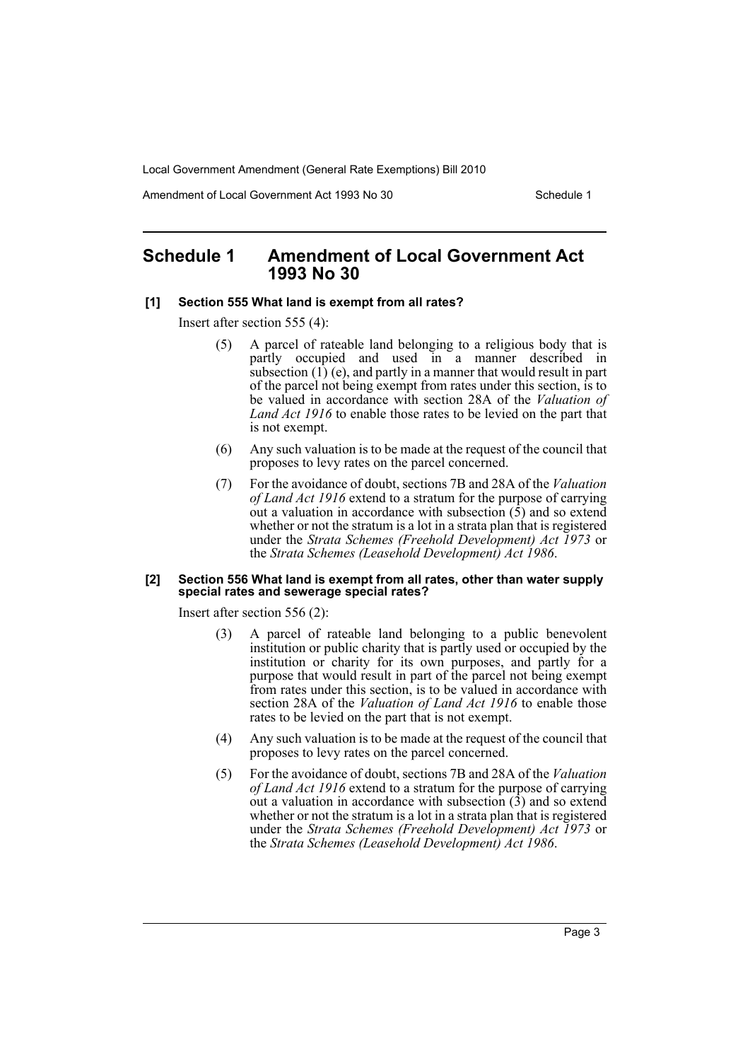## Schedule 1 Amendment of Local Government Act 1993 No 30

**[1] Section 555 What land is exempt from all rates?**

Insert after section 555 (4):

(5) A parcel of rateable land belonging to a religious body that is partly occupied and used in a manner described in subsection (1) (e), and partly in a manner that would result in part of the parcel not being exempt from rates under this section, is to be valued in accordance with section 28A of the *Valuation of Land Act 1916* to enable those rates to be levied on the part that is not exempt.

(6) Any such valuation is to be made at the request of the council that proposes to levy rates on the parcel concerned.

(7) For the avoidance of doubt, sections 7B and 28A of the *Valuation of Land Act 1916* extend to a stratum for the purpose of carrying out a valuation in accordance with subsection (5) and so extend whether or not the stratum is a lot in a strata plan that is registered under the *Strata Schemes (Freehold Development) Act 1973* or the *Strata Schemes (Leasehold Development) Act 1986*.

**[2] Section 556 What land is exempt from all rates, other than water supply special rates and sewerage special rates?**

Insert after section 556 (2):

(3) A parcel of rateable land belonging to a public benevolent institution or public charity that is partly used or occupied by the institution or charity for its own purposes, and partly for a purpose that would result in part of the parcel not being exempt from rates under this section, is to be valued in accordance with section 28A of the *Valuation of Land Act 1916* to enable those rates to be levied on the part that is not exempt.

(4) Any such valuation is to be made at the request of the council that proposes to levy rates on the parcel concerned.

(5) For the avoidance of doubt, sections 7B and 28A of the *Valuation of Land Act 1916* extend to a stratum for the purpose of carrying out a valuation in accordance with subsection (3) and so extend whether or not the stratum is a lot in a strata plan that is registered under the *Strata Schemes (Freehold Development) Act 1973* or the *Strata Schemes (Leasehold Development) Act 1986*.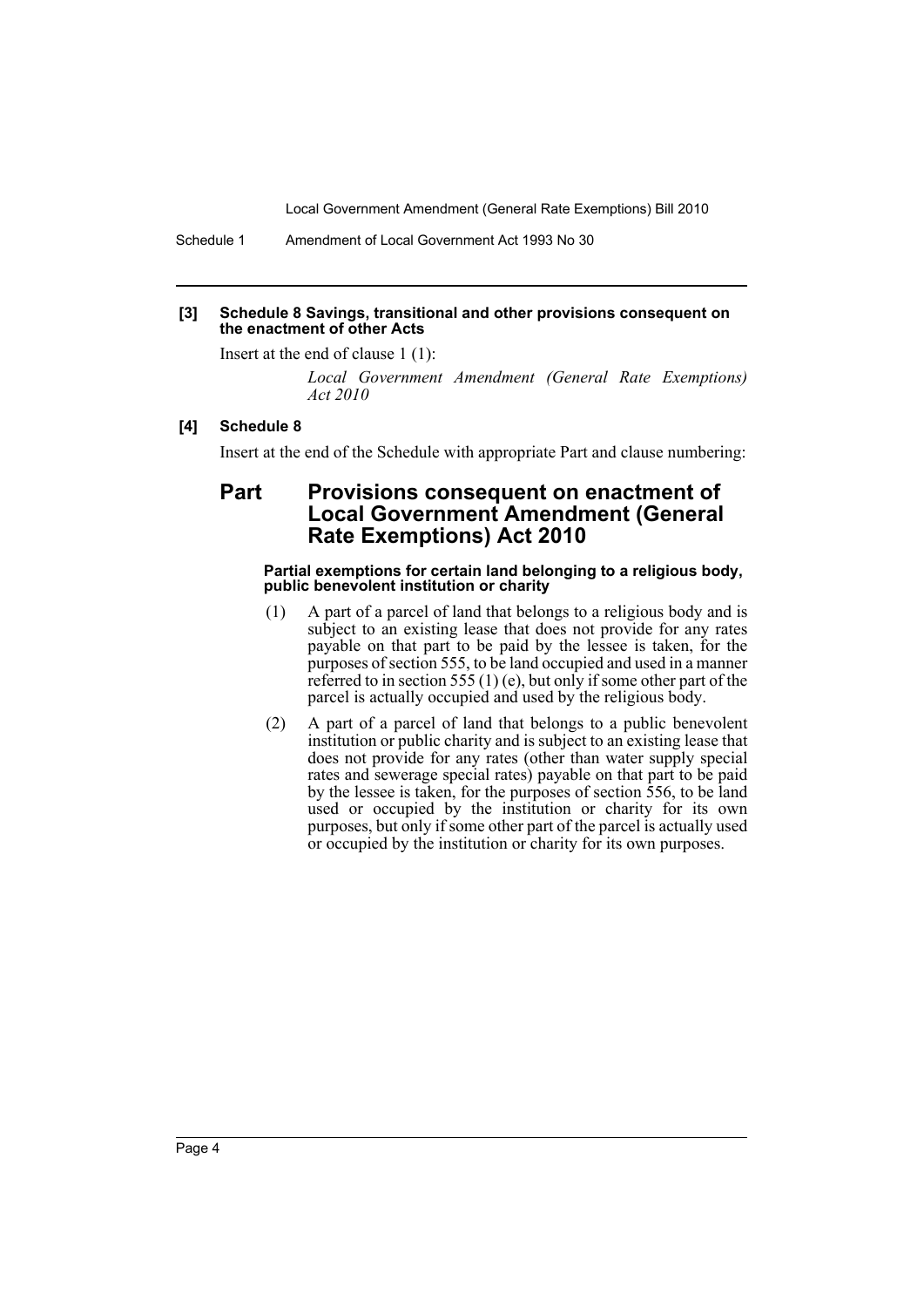**[3] Schedule 8 Savings, transitional and other provisions consequent on the enactment of other Acts**

Insert at the end of clause 1 (1):

*Local Government Amendment (General Rate Exemptions) Act 2010*

**[4] Schedule 8**

Insert at the end of the Schedule with appropriate Part and clause numbering:

## Part Provisions consequent on enactment of Local Government Amendment (General Rate Exemptions) Act 2010

#### Partial exemptions for certain land belonging to a religious body, public benevolent institution or charity

(1) A part of a parcel of land that belongs to a religious body and is subject to an existing lease that does not provide for any rates payable on that part to be paid by the lessee is taken, for the purposes of section 555, to be land occupied and used in a manner referred to in section 555 (1) (e), but only if some other part of the parcel is actually occupied and used by the religious body.

(2) A part of a parcel of land that belongs to a public benevolent institution or public charity and is subject to an existing lease that does not provide for any rates (other than water supply special rates and sewerage special rates) payable on that part to be paid by the lessee is taken, for the purposes of section 556, to be land used or occupied by the institution or charity for its own purposes, but only if some other part of the parcel is actually used or occupied by the institution or charity for its own purposes.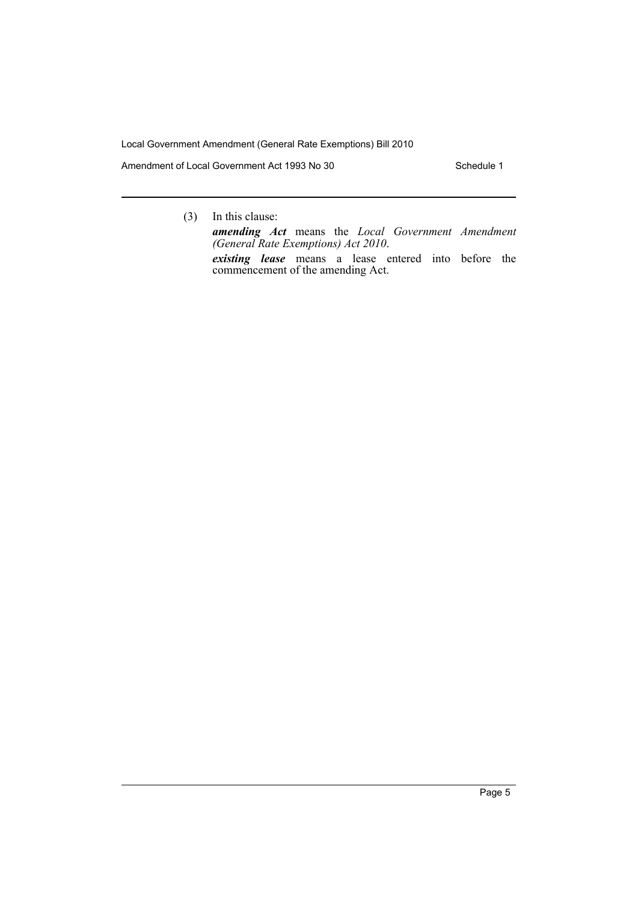(3) In this clause:

***amending Act*** means the *Local Government Amendment (General Rate Exemptions) Act 2010*.

***existing lease*** means a lease entered into before the commencement of the amending Act.